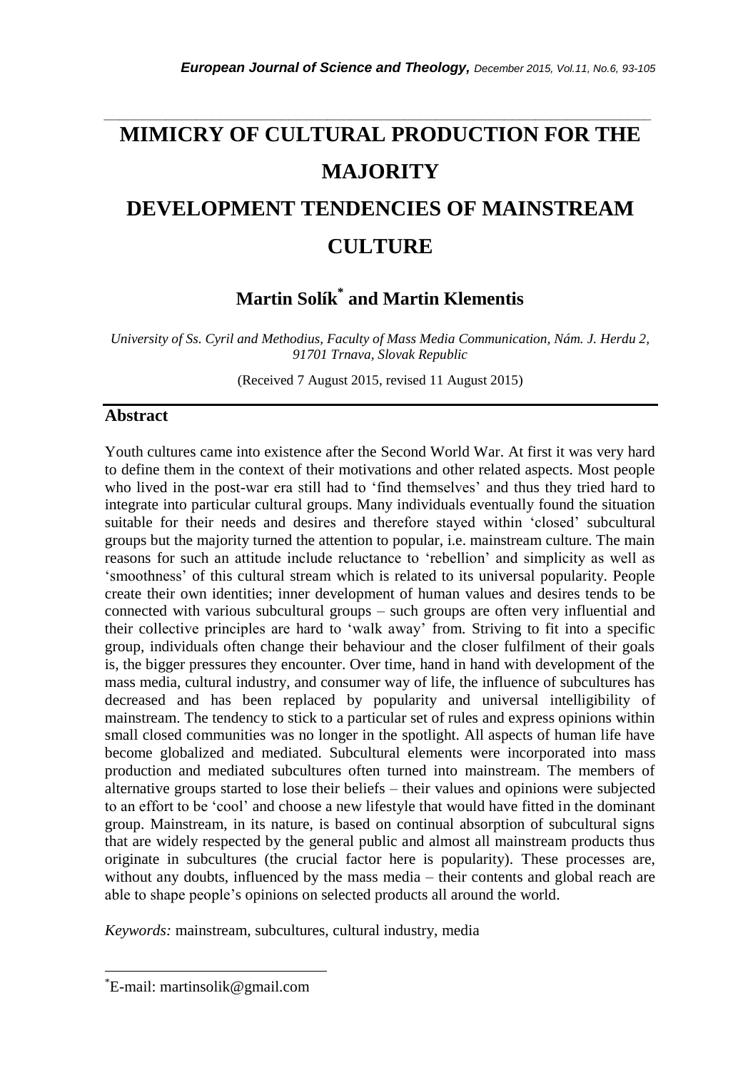# MIMICRY OF CULTURAL PRODUCTION FOR THE MAJORITY

# DEVELOPMENT TENDENCIES OF MAINSTREAM CULTURE

**Martin Solík[*] and Martin Klementis**

*University of Ss. Cyril and Methodius, Faculty of Mass Media Communication, Nám. J. Herdu 2, 91701 Trnava, Slovak Republic*

(Received 7 August 2015, revised 11 August 2015)

## Abstract

Youth cultures came into existence after the Second World War. At first it was very hard to define them in the context of their motivations and other related aspects. Most people who lived in the post-war era still had to 'find themselves' and thus they tried hard to integrate into particular cultural groups. Many individuals eventually found the situation suitable for their needs and desires and therefore stayed within 'closed' subcultural groups but the majority turned the attention to popular, i.e. mainstream culture. The main reasons for such an attitude include reluctance to 'rebellion' and simplicity as well as 'smoothness' of this cultural stream which is related to its universal popularity. People create their own identities; inner development of human values and desires tends to be connected with various subcultural groups – such groups are often very influential and their collective principles are hard to 'walk away' from. Striving to fit into a specific group, individuals often change their behaviour and the closer fulfilment of their goals is, the bigger pressures they encounter. Over time, hand in hand with development of the mass media, cultural industry, and consumer way of life, the influence of subcultures has decreased and has been replaced by popularity and universal intelligibility of mainstream. The tendency to stick to a particular set of rules and express opinions within small closed communities was no longer in the spotlight. All aspects of human life have become globalized and mediated. Subcultural elements were incorporated into mass production and mediated subcultures often turned into mainstream. The members of alternative groups started to lose their beliefs – their values and opinions were subjected to an effort to be 'cool' and choose a new lifestyle that would have fitted in the dominant group. Mainstream, in its nature, is based on continual absorption of subcultural signs that are widely respected by the general public and almost all mainstream products thus originate in subcultures (the crucial factor here is popularity). These processes are, without any doubts, influenced by the mass media – their contents and global reach are able to shape people's opinions on selected products all around the world.

*Keywords:* mainstream, subcultures, cultural industry, media

---

[*]E-mail: martinsolik@gmail.com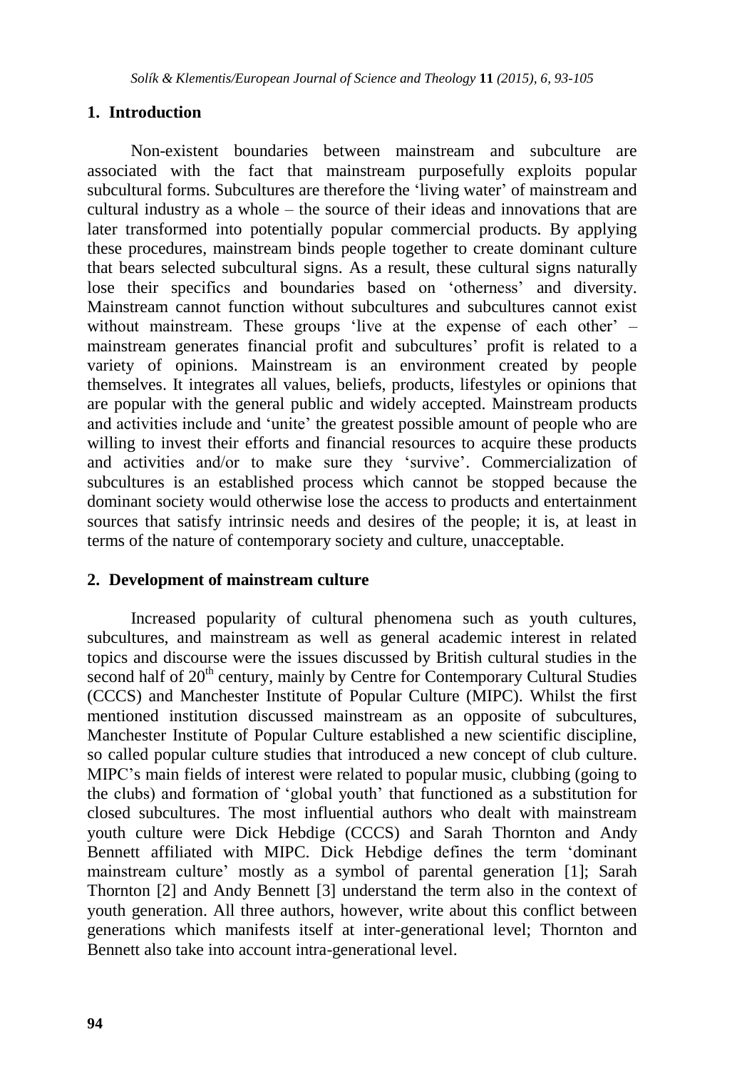## 1. Introduction

Non-existent boundaries between mainstream and subculture are associated with the fact that mainstream purposefully exploits popular subcultural forms. Subcultures are therefore the 'living water' of mainstream and cultural industry as a whole – the source of their ideas and innovations that are later transformed into potentially popular commercial products. By applying these procedures, mainstream binds people together to create dominant culture that bears selected subcultural signs. As a result, these cultural signs naturally lose their specifics and boundaries based on 'otherness' and diversity. Mainstream cannot function without subcultures and subcultures cannot exist without mainstream. These groups 'live at the expense of each other' – mainstream generates financial profit and subcultures' profit is related to a variety of opinions. Mainstream is an environment created by people themselves. It integrates all values, beliefs, products, lifestyles or opinions that are popular with the general public and widely accepted. Mainstream products and activities include and 'unite' the greatest possible amount of people who are willing to invest their efforts and financial resources to acquire these products and activities and/or to make sure they 'survive'. Commercialization of subcultures is an established process which cannot be stopped because the dominant society would otherwise lose the access to products and entertainment sources that satisfy intrinsic needs and desires of the people; it is, at least in terms of the nature of contemporary society and culture, unacceptable.

## 2. Development of mainstream culture

Increased popularity of cultural phenomena such as youth cultures, subcultures, and mainstream as well as general academic interest in related topics and discourse were the issues discussed by British cultural studies in the second half of 20th century, mainly by Centre for Contemporary Cultural Studies (CCCS) and Manchester Institute of Popular Culture (MIPC). Whilst the first mentioned institution discussed mainstream as an opposite of subcultures, Manchester Institute of Popular Culture established a new scientific discipline, so called popular culture studies that introduced a new concept of club culture. MIPC's main fields of interest were related to popular music, clubbing (going to the clubs) and formation of 'global youth' that functioned as a substitution for closed subcultures. The most influential authors who dealt with mainstream youth culture were Dick Hebdige (CCCS) and Sarah Thornton and Andy Bennett affiliated with MIPC. Dick Hebdige defines the term 'dominant mainstream culture' mostly as a symbol of parental generation [1]; Sarah Thornton [2] and Andy Bennett [3] understand the term also in the context of youth generation. All three authors, however, write about this conflict between generations which manifests itself at inter-generational level; Thornton and Bennett also take into account intra-generational level.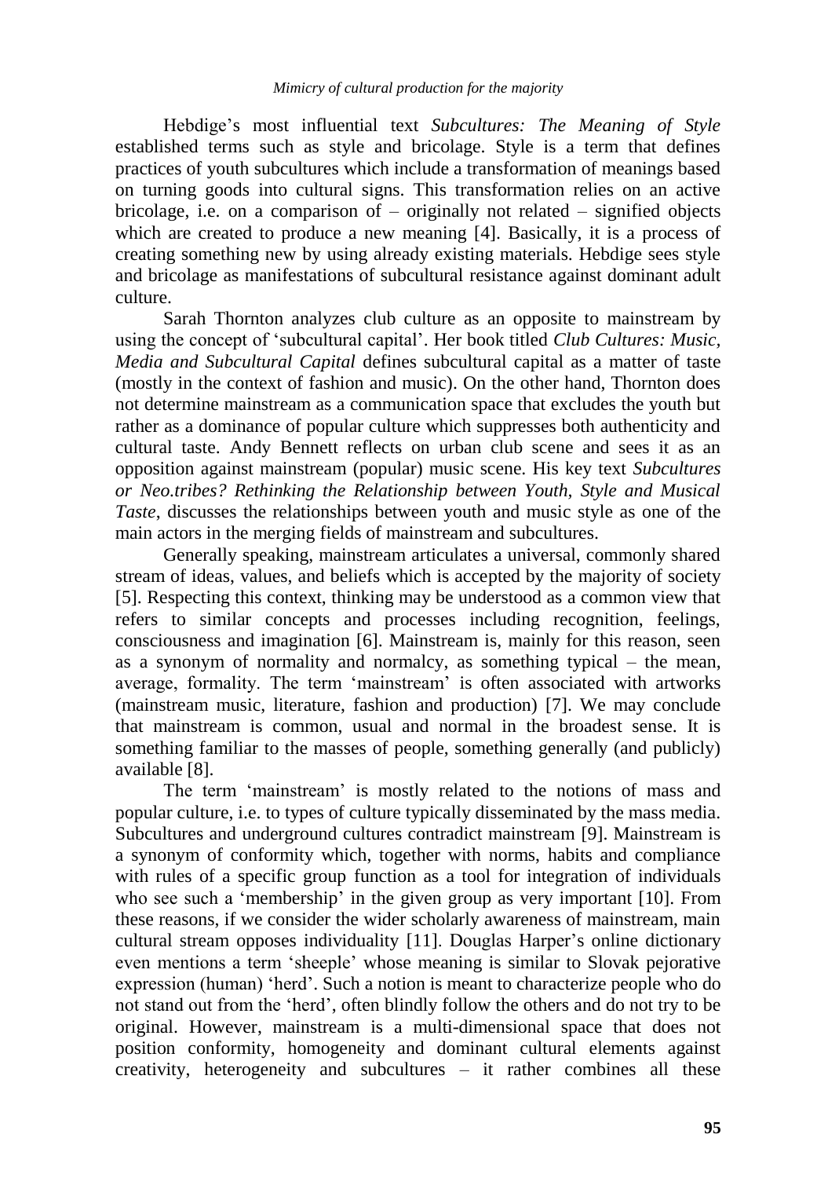Hebdige's most influential text *Subcultures: The Meaning of Style* established terms such as style and bricolage. Style is a term that defines practices of youth subcultures which include a transformation of meanings based on turning goods into cultural signs. This transformation relies on an active bricolage, i.e. on a comparison of – originally not related – signified objects which are created to produce a new meaning [4]. Basically, it is a process of creating something new by using already existing materials. Hebdige sees style and bricolage as manifestations of subcultural resistance against dominant adult culture.

Sarah Thornton analyzes club culture as an opposite to mainstream by using the concept of 'subcultural capital'. Her book titled *Club Cultures: Music, Media and Subcultural Capital* defines subcultural capital as a matter of taste (mostly in the context of fashion and music). On the other hand, Thornton does not determine mainstream as a communication space that excludes the youth but rather as a dominance of popular culture which suppresses both authenticity and cultural taste. Andy Bennett reflects on urban club scene and sees it as an opposition against mainstream (popular) music scene. His key text *Subcultures or Neo.tribes? Rethinking the Relationship between Youth, Style and Musical Taste*, discusses the relationships between youth and music style as one of the main actors in the merging fields of mainstream and subcultures.

Generally speaking, mainstream articulates a universal, commonly shared stream of ideas, values, and beliefs which is accepted by the majority of society [5]. Respecting this context, thinking may be understood as a common view that refers to similar concepts and processes including recognition, feelings, consciousness and imagination [6]. Mainstream is, mainly for this reason, seen as a synonym of normality and normalcy, as something typical – the mean, average, formality. The term 'mainstream' is often associated with artworks (mainstream music, literature, fashion and production) [7]. We may conclude that mainstream is common, usual and normal in the broadest sense. It is something familiar to the masses of people, something generally (and publicly) available [8].

The term 'mainstream' is mostly related to the notions of mass and popular culture, i.e. to types of culture typically disseminated by the mass media. Subcultures and underground cultures contradict mainstream [9]. Mainstream is a synonym of conformity which, together with norms, habits and compliance with rules of a specific group function as a tool for integration of individuals who see such a 'membership' in the given group as very important [10]. From these reasons, if we consider the wider scholarly awareness of mainstream, main cultural stream opposes individuality [11]. Douglas Harper's online dictionary even mentions a term 'sheeple' whose meaning is similar to Slovak pejorative expression (human) 'herd'. Such a notion is meant to characterize people who do not stand out from the 'herd', often blindly follow the others and do not try to be original. However, mainstream is a multi-dimensional space that does not position conformity, homogeneity and dominant cultural elements against creativity, heterogeneity and subcultures – it rather combines all these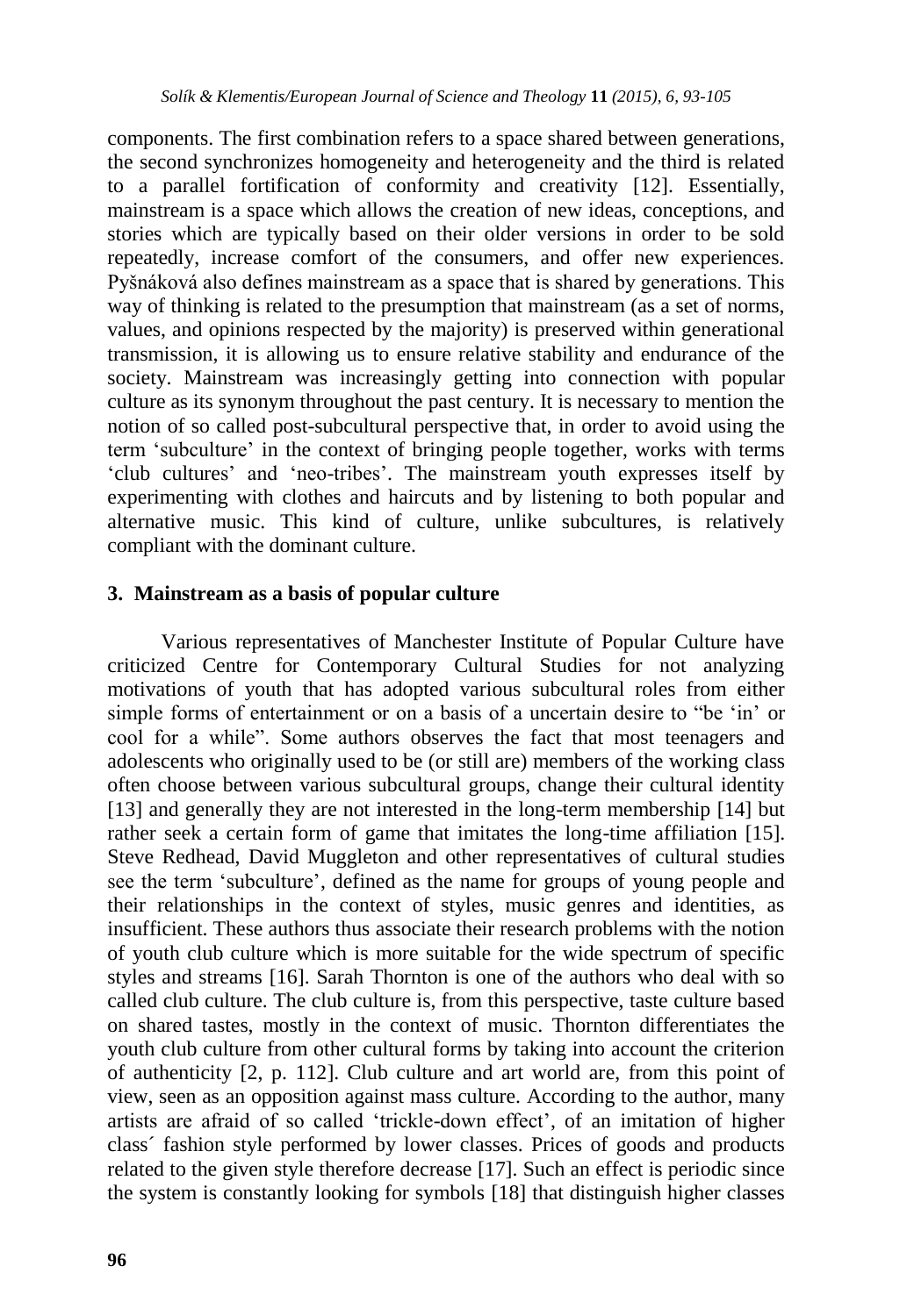components. The first combination refers to a space shared between generations, the second synchronizes homogeneity and heterogeneity and the third is related to a parallel fortification of conformity and creativity [12]. Essentially, mainstream is a space which allows the creation of new ideas, conceptions, and stories which are typically based on their older versions in order to be sold repeatedly, increase comfort of the consumers, and offer new experiences. Pyšnáková also defines mainstream as a space that is shared by generations. This way of thinking is related to the presumption that mainstream (as a set of norms, values, and opinions respected by the majority) is preserved within generational transmission, it is allowing us to ensure relative stability and endurance of the society. Mainstream was increasingly getting into connection with popular culture as its synonym throughout the past century. It is necessary to mention the notion of so called post-subcultural perspective that, in order to avoid using the term 'subculture' in the context of bringing people together, works with terms 'club cultures' and 'neo-tribes'. The mainstream youth expresses itself by experimenting with clothes and haircuts and by listening to both popular and alternative music. This kind of culture, unlike subcultures, is relatively compliant with the dominant culture.

## 3. Mainstream as a basis of popular culture

Various representatives of Manchester Institute of Popular Culture have criticized Centre for Contemporary Cultural Studies for not analyzing motivations of youth that has adopted various subcultural roles from either simple forms of entertainment or on a basis of a uncertain desire to "be 'in' or cool for a while". Some authors observes the fact that most teenagers and adolescents who originally used to be (or still are) members of the working class often choose between various subcultural groups, change their cultural identity [13] and generally they are not interested in the long-term membership [14] but rather seek a certain form of game that imitates the long-time affiliation [15]. Steve Redhead, David Muggleton and other representatives of cultural studies see the term 'subculture', defined as the name for groups of young people and their relationships in the context of styles, music genres and identities, as insufficient. These authors thus associate their research problems with the notion of youth club culture which is more suitable for the wide spectrum of specific styles and streams [16]. Sarah Thornton is one of the authors who deal with so called club culture. The club culture is, from this perspective, taste culture based on shared tastes, mostly in the context of music. Thornton differentiates the youth club culture from other cultural forms by taking into account the criterion of authenticity [2, p. 112]. Club culture and art world are, from this point of view, seen as an opposition against mass culture. According to the author, many artists are afraid of so called 'trickle-down effect', of an imitation of higher class´ fashion style performed by lower classes. Prices of goods and products related to the given style therefore decrease [17]. Such an effect is periodic since the system is constantly looking for symbols [18] that distinguish higher classes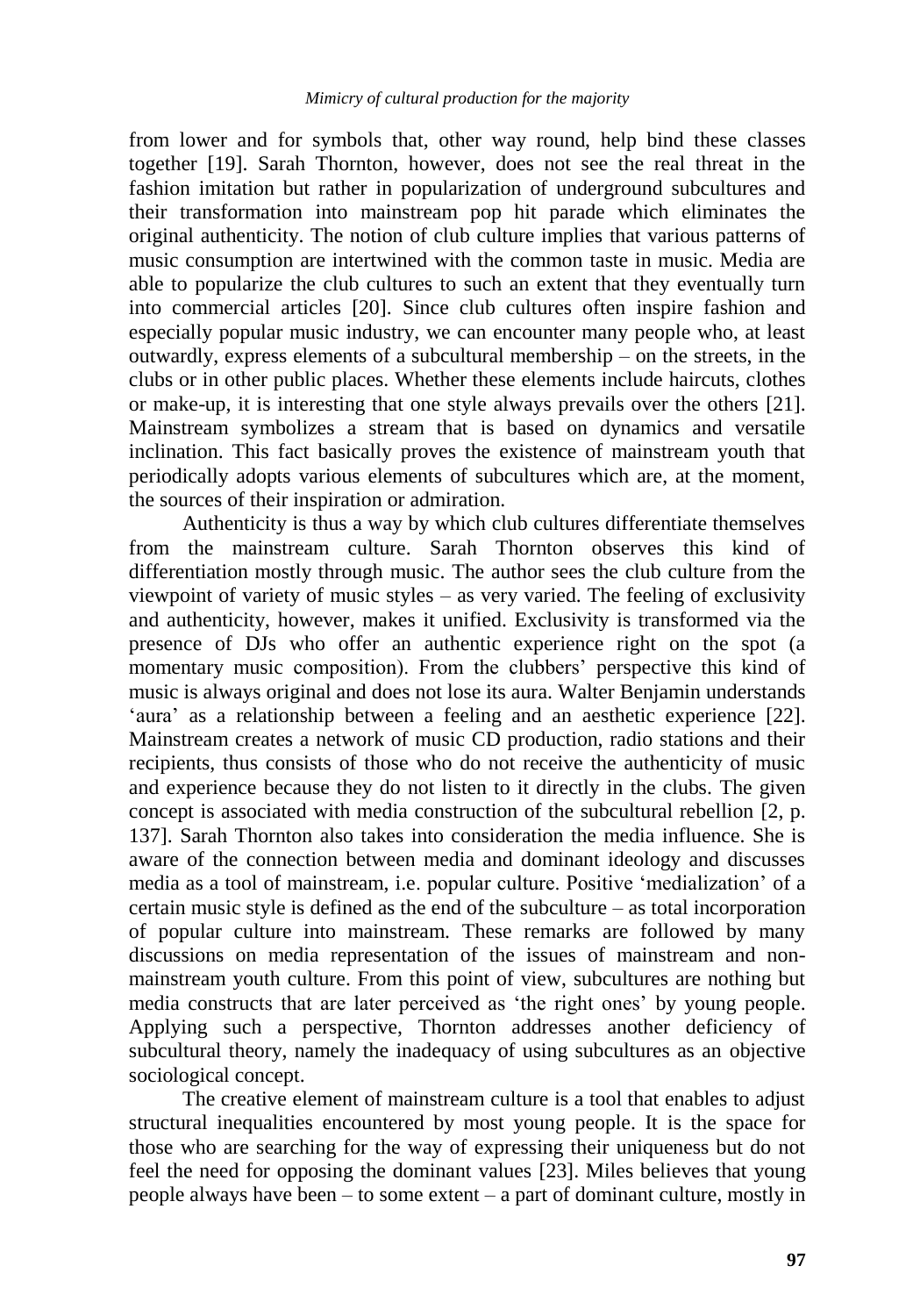from lower and for symbols that, other way round, help bind these classes together [19]. Sarah Thornton, however, does not see the real threat in the fashion imitation but rather in popularization of underground subcultures and their transformation into mainstream pop hit parade which eliminates the original authenticity. The notion of club culture implies that various patterns of music consumption are intertwined with the common taste in music. Media are able to popularize the club cultures to such an extent that they eventually turn into commercial articles [20]. Since club cultures often inspire fashion and especially popular music industry, we can encounter many people who, at least outwardly, express elements of a subcultural membership – on the streets, in the clubs or in other public places. Whether these elements include haircuts, clothes or make-up, it is interesting that one style always prevails over the others [21]. Mainstream symbolizes a stream that is based on dynamics and versatile inclination. This fact basically proves the existence of mainstream youth that periodically adopts various elements of subcultures which are, at the moment, the sources of their inspiration or admiration.

Authenticity is thus a way by which club cultures differentiate themselves from the mainstream culture. Sarah Thornton observes this kind of differentiation mostly through music. The author sees the club culture from the viewpoint of variety of music styles – as very varied. The feeling of exclusivity and authenticity, however, makes it unified. Exclusivity is transformed via the presence of DJs who offer an authentic experience right on the spot (a momentary music composition). From the clubbers' perspective this kind of music is always original and does not lose its aura. Walter Benjamin understands 'aura' as a relationship between a feeling and an aesthetic experience [22]. Mainstream creates a network of music CD production, radio stations and their recipients, thus consists of those who do not receive the authenticity of music and experience because they do not listen to it directly in the clubs. The given concept is associated with media construction of the subcultural rebellion [2, p. 137]. Sarah Thornton also takes into consideration the media influence. She is aware of the connection between media and dominant ideology and discusses media as a tool of mainstream, i.e. popular culture. Positive 'medialization' of a certain music style is defined as the end of the subculture – as total incorporation of popular culture into mainstream. These remarks are followed by many discussions on media representation of the issues of mainstream and non-mainstream youth culture. From this point of view, subcultures are nothing but media constructs that are later perceived as 'the right ones' by young people. Applying such a perspective, Thornton addresses another deficiency of subcultural theory, namely the inadequacy of using subcultures as an objective sociological concept.

The creative element of mainstream culture is a tool that enables to adjust structural inequalities encountered by most young people. It is the space for those who are searching for the way of expressing their uniqueness but do not feel the need for opposing the dominant values [23]. Miles believes that young people always have been – to some extent – a part of dominant culture, mostly in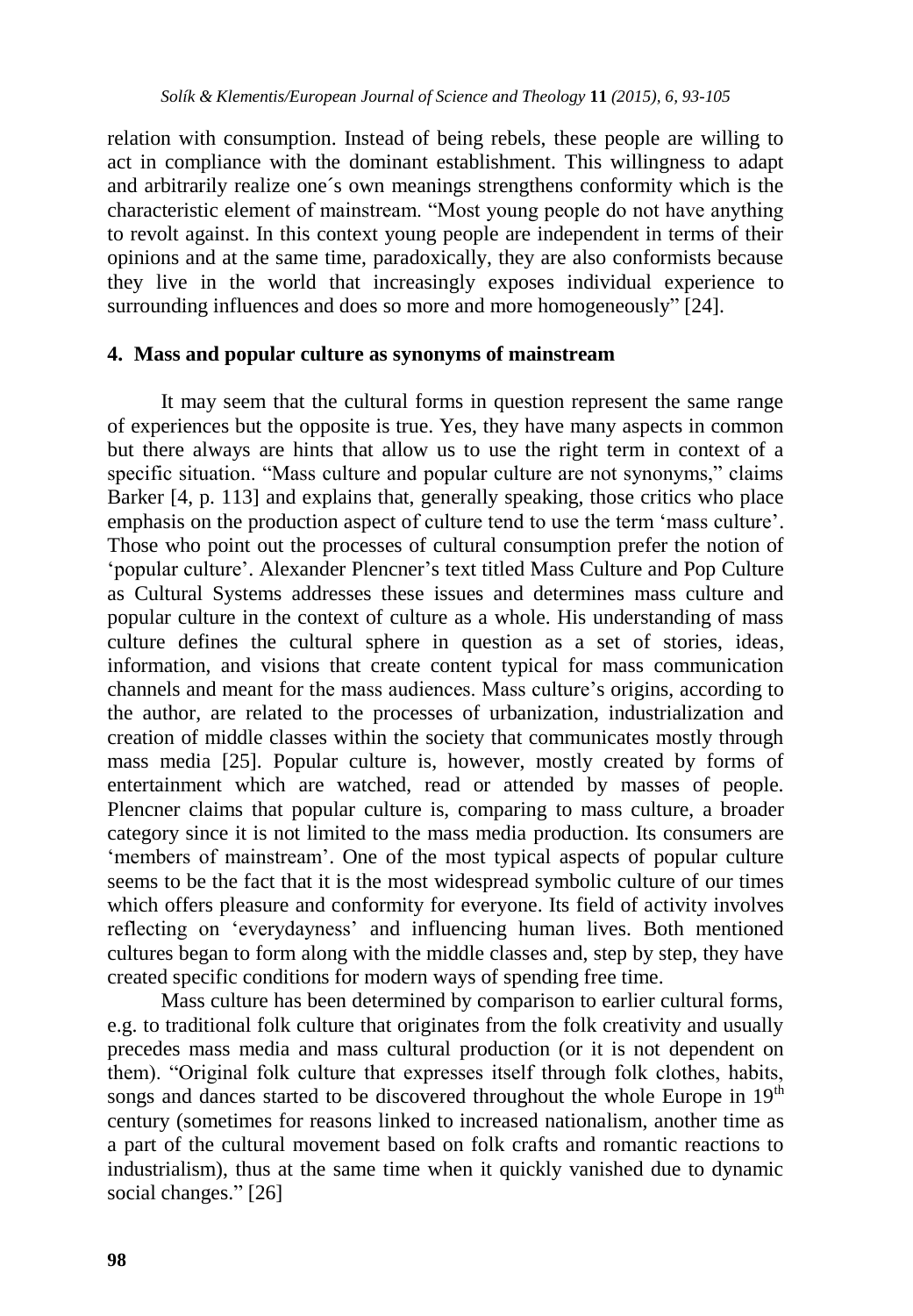relation with consumption. Instead of being rebels, these people are willing to act in compliance with the dominant establishment. This willingness to adapt and arbitrarily realize one´s own meanings strengthens conformity which is the characteristic element of mainstream. "Most young people do not have anything to revolt against. In this context young people are independent in terms of their opinions and at the same time, paradoxically, they are also conformists because they live in the world that increasingly exposes individual experience to surrounding influences and does so more and more homogeneously" [24].

## 4. Mass and popular culture as synonyms of mainstream

It may seem that the cultural forms in question represent the same range of experiences but the opposite is true. Yes, they have many aspects in common but there always are hints that allow us to use the right term in context of a specific situation. "Mass culture and popular culture are not synonyms," claims Barker [4, p. 113] and explains that, generally speaking, those critics who place emphasis on the production aspect of culture tend to use the term 'mass culture'. Those who point out the processes of cultural consumption prefer the notion of 'popular culture'. Alexander Plencner's text titled Mass Culture and Pop Culture as Cultural Systems addresses these issues and determines mass culture and popular culture in the context of culture as a whole. His understanding of mass culture defines the cultural sphere in question as a set of stories, ideas, information, and visions that create content typical for mass communication channels and meant for the mass audiences. Mass culture's origins, according to the author, are related to the processes of urbanization, industrialization and creation of middle classes within the society that communicates mostly through mass media [25]. Popular culture is, however, mostly created by forms of entertainment which are watched, read or attended by masses of people. Plencner claims that popular culture is, comparing to mass culture, a broader category since it is not limited to the mass media production. Its consumers are 'members of mainstream'. One of the most typical aspects of popular culture seems to be the fact that it is the most widespread symbolic culture of our times which offers pleasure and conformity for everyone. Its field of activity involves reflecting on 'everydayness' and influencing human lives. Both mentioned cultures began to form along with the middle classes and, step by step, they have created specific conditions for modern ways of spending free time.

Mass culture has been determined by comparison to earlier cultural forms, e.g. to traditional folk culture that originates from the folk creativity and usually precedes mass media and mass cultural production (or it is not dependent on them). "Original folk culture that expresses itself through folk clothes, habits, songs and dances started to be discovered throughout the whole Europe in 19th century (sometimes for reasons linked to increased nationalism, another time as a part of the cultural movement based on folk crafts and romantic reactions to industrialism), thus at the same time when it quickly vanished due to dynamic social changes." [26]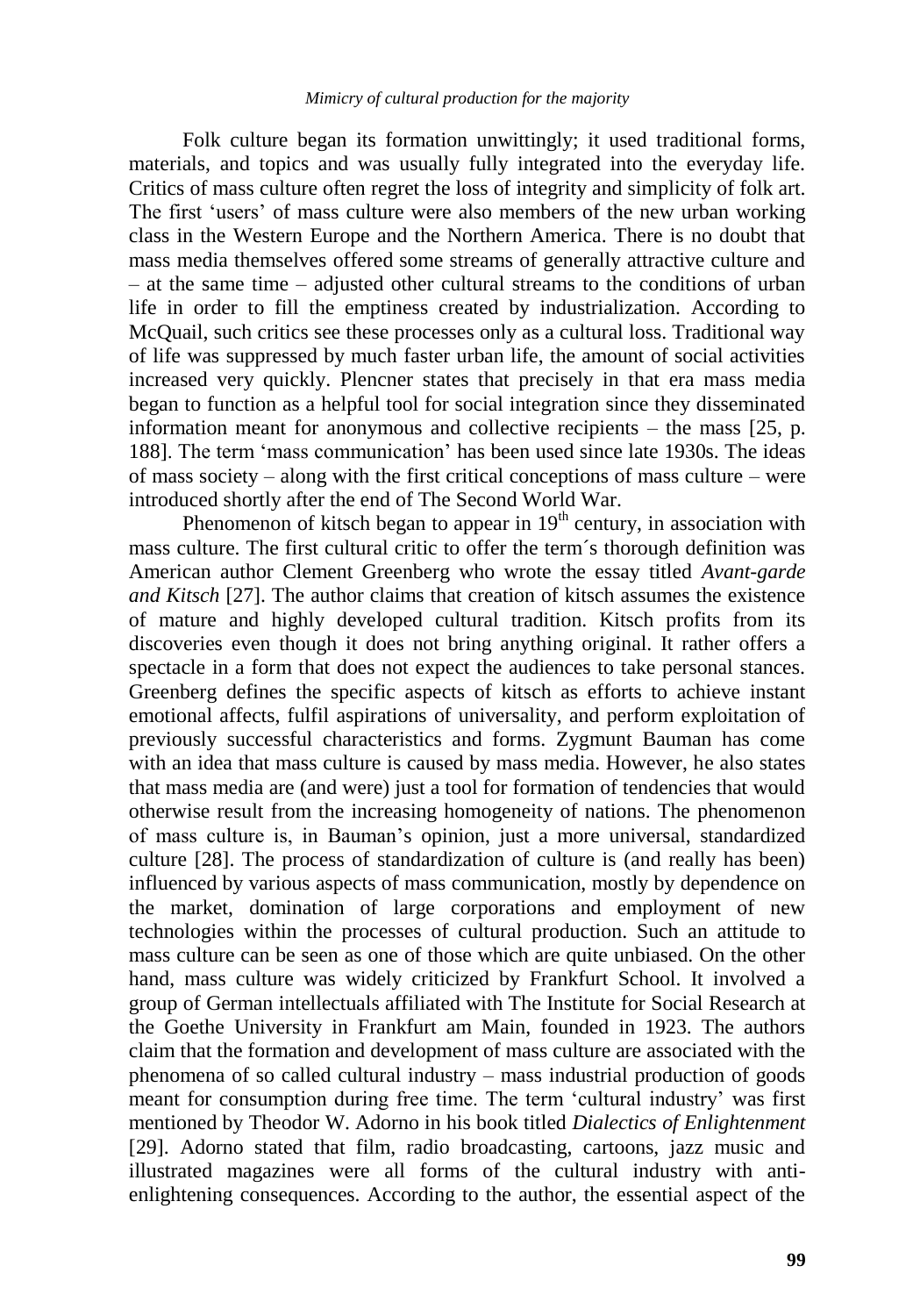Folk culture began its formation unwittingly; it used traditional forms, materials, and topics and was usually fully integrated into the everyday life. Critics of mass culture often regret the loss of integrity and simplicity of folk art. The first 'users' of mass culture were also members of the new urban working class in the Western Europe and the Northern America. There is no doubt that mass media themselves offered some streams of generally attractive culture and – at the same time – adjusted other cultural streams to the conditions of urban life in order to fill the emptiness created by industrialization. According to McQuail, such critics see these processes only as a cultural loss. Traditional way of life was suppressed by much faster urban life, the amount of social activities increased very quickly. Plencner states that precisely in that era mass media began to function as a helpful tool for social integration since they disseminated information meant for anonymous and collective recipients – the mass [25, p. 188]. The term 'mass communication' has been used since late 1930s. The ideas of mass society – along with the first critical conceptions of mass culture – were introduced shortly after the end of The Second World War.

Phenomenon of kitsch began to appear in 19th century, in association with mass culture. The first cultural critic to offer the term´s thorough definition was American author Clement Greenberg who wrote the essay titled *Avant-garde and Kitsch* [27]. The author claims that creation of kitsch assumes the existence of mature and highly developed cultural tradition. Kitsch profits from its discoveries even though it does not bring anything original. It rather offers a spectacle in a form that does not expect the audiences to take personal stances. Greenberg defines the specific aspects of kitsch as efforts to achieve instant emotional affects, fulfil aspirations of universality, and perform exploitation of previously successful characteristics and forms. Zygmunt Bauman has come with an idea that mass culture is caused by mass media. However, he also states that mass media are (and were) just a tool for formation of tendencies that would otherwise result from the increasing homogeneity of nations. The phenomenon of mass culture is, in Bauman's opinion, just a more universal, standardized culture [28]. The process of standardization of culture is (and really has been) influenced by various aspects of mass communication, mostly by dependence on the market, domination of large corporations and employment of new technologies within the processes of cultural production. Such an attitude to mass culture can be seen as one of those which are quite unbiased. On the other hand, mass culture was widely criticized by Frankfurt School. It involved a group of German intellectuals affiliated with The Institute for Social Research at the Goethe University in Frankfurt am Main, founded in 1923. The authors claim that the formation and development of mass culture are associated with the phenomena of so called cultural industry – mass industrial production of goods meant for consumption during free time. The term 'cultural industry' was first mentioned by Theodor W. Adorno in his book titled *Dialectics of Enlightenment* [29]. Adorno stated that film, radio broadcasting, cartoons, jazz music and illustrated magazines were all forms of the cultural industry with anti-enlightening consequences. According to the author, the essential aspect of the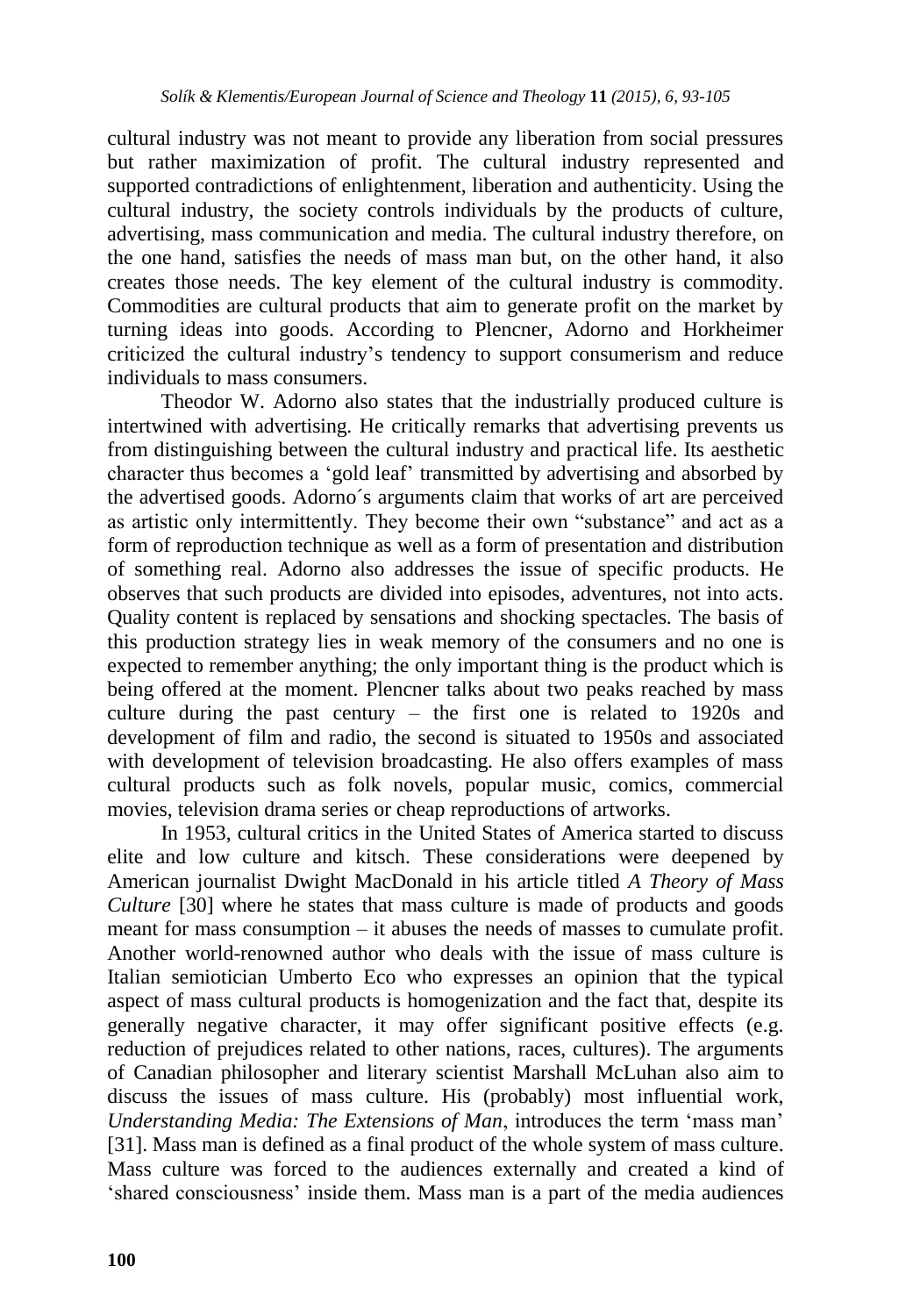cultural industry was not meant to provide any liberation from social pressures but rather maximization of profit. The cultural industry represented and supported contradictions of enlightenment, liberation and authenticity. Using the cultural industry, the society controls individuals by the products of culture, advertising, mass communication and media. The cultural industry therefore, on the one hand, satisfies the needs of mass man but, on the other hand, it also creates those needs. The key element of the cultural industry is commodity. Commodities are cultural products that aim to generate profit on the market by turning ideas into goods. According to Plencner, Adorno and Horkheimer criticized the cultural industry's tendency to support consumerism and reduce individuals to mass consumers.

Theodor W. Adorno also states that the industrially produced culture is intertwined with advertising. He critically remarks that advertising prevents us from distinguishing between the cultural industry and practical life. Its aesthetic character thus becomes a 'gold leaf' transmitted by advertising and absorbed by the advertised goods. Adorno´s arguments claim that works of art are perceived as artistic only intermittently. They become their own "substance" and act as a form of reproduction technique as well as a form of presentation and distribution of something real. Adorno also addresses the issue of specific products. He observes that such products are divided into episodes, adventures, not into acts. Quality content is replaced by sensations and shocking spectacles. The basis of this production strategy lies in weak memory of the consumers and no one is expected to remember anything; the only important thing is the product which is being offered at the moment. Plencner talks about two peaks reached by mass culture during the past century – the first one is related to 1920s and development of film and radio, the second is situated to 1950s and associated with development of television broadcasting. He also offers examples of mass cultural products such as folk novels, popular music, comics, commercial movies, television drama series or cheap reproductions of artworks.

In 1953, cultural critics in the United States of America started to discuss elite and low culture and kitsch. These considerations were deepened by American journalist Dwight MacDonald in his article titled *A Theory of Mass Culture* [30] where he states that mass culture is made of products and goods meant for mass consumption – it abuses the needs of masses to cumulate profit. Another world-renowned author who deals with the issue of mass culture is Italian semiotician Umberto Eco who expresses an opinion that the typical aspect of mass cultural products is homogenization and the fact that, despite its generally negative character, it may offer significant positive effects (e.g. reduction of prejudices related to other nations, races, cultures). The arguments of Canadian philosopher and literary scientist Marshall McLuhan also aim to discuss the issues of mass culture. His (probably) most influential work, *Understanding Media: The Extensions of Man*, introduces the term 'mass man' [31]. Mass man is defined as a final product of the whole system of mass culture. Mass culture was forced to the audiences externally and created a kind of 'shared consciousness' inside them. Mass man is a part of the media audiences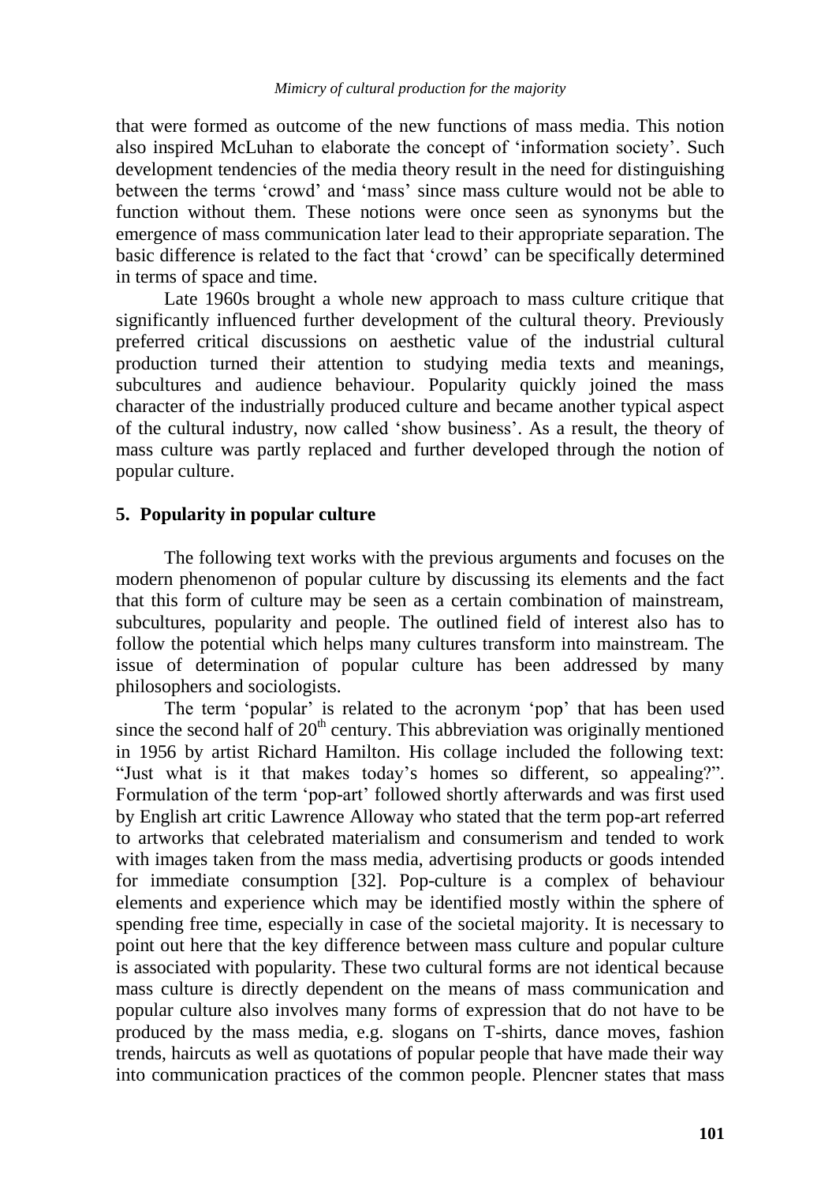that were formed as outcome of the new functions of mass media. This notion also inspired McLuhan to elaborate the concept of 'information society'. Such development tendencies of the media theory result in the need for distinguishing between the terms 'crowd' and 'mass' since mass culture would not be able to function without them. These notions were once seen as synonyms but the emergence of mass communication later lead to their appropriate separation. The basic difference is related to the fact that 'crowd' can be specifically determined in terms of space and time.

Late 1960s brought a whole new approach to mass culture critique that significantly influenced further development of the cultural theory. Previously preferred critical discussions on aesthetic value of the industrial cultural production turned their attention to studying media texts and meanings, subcultures and audience behaviour. Popularity quickly joined the mass character of the industrially produced culture and became another typical aspect of the cultural industry, now called 'show business'. As a result, the theory of mass culture was partly replaced and further developed through the notion of popular culture.

## 5. Popularity in popular culture

The following text works with the previous arguments and focuses on the modern phenomenon of popular culture by discussing its elements and the fact that this form of culture may be seen as a certain combination of mainstream, subcultures, popularity and people. The outlined field of interest also has to follow the potential which helps many cultures transform into mainstream. The issue of determination of popular culture has been addressed by many philosophers and sociologists.

The term 'popular' is related to the acronym 'pop' that has been used since the second half of 20th century. This abbreviation was originally mentioned in 1956 by artist Richard Hamilton. His collage included the following text: "Just what is it that makes today's homes so different, so appealing?". Formulation of the term 'pop-art' followed shortly afterwards and was first used by English art critic Lawrence Alloway who stated that the term pop-art referred to artworks that celebrated materialism and consumerism and tended to work with images taken from the mass media, advertising products or goods intended for immediate consumption [32]. Pop-culture is a complex of behaviour elements and experience which may be identified mostly within the sphere of spending free time, especially in case of the societal majority. It is necessary to point out here that the key difference between mass culture and popular culture is associated with popularity. These two cultural forms are not identical because mass culture is directly dependent on the means of mass communication and popular culture also involves many forms of expression that do not have to be produced by the mass media, e.g. slogans on T-shirts, dance moves, fashion trends, haircuts as well as quotations of popular people that have made their way into communication practices of the common people. Plencner states that mass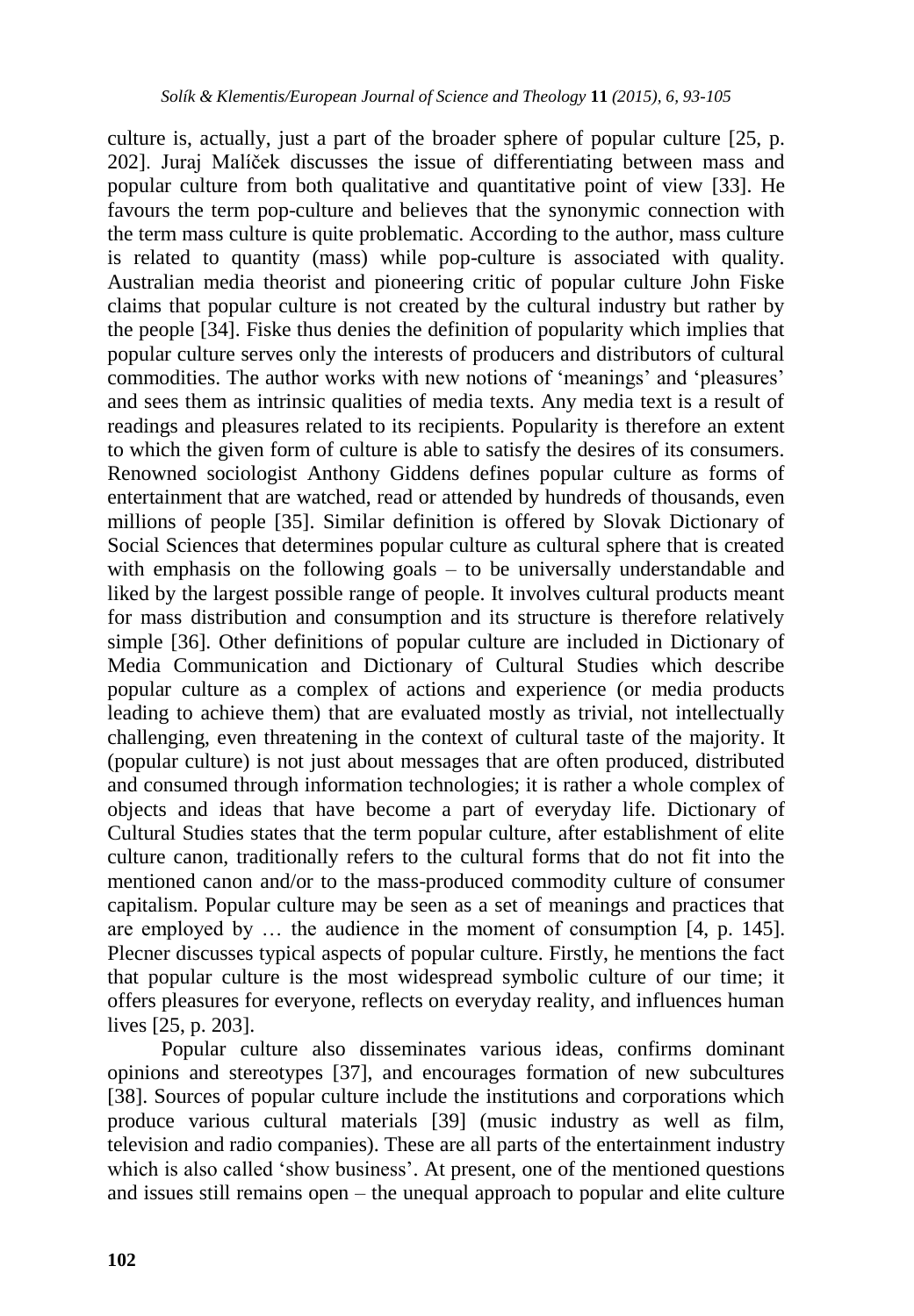culture is, actually, just a part of the broader sphere of popular culture [25, p. 202]. Juraj Malíček discusses the issue of differentiating between mass and popular culture from both qualitative and quantitative point of view [33]. He favours the term pop-culture and believes that the synonymic connection with the term mass culture is quite problematic. According to the author, mass culture is related to quantity (mass) while pop-culture is associated with quality. Australian media theorist and pioneering critic of popular culture John Fiske claims that popular culture is not created by the cultural industry but rather by the people [34]. Fiske thus denies the definition of popularity which implies that popular culture serves only the interests of producers and distributors of cultural commodities. The author works with new notions of 'meanings' and 'pleasures' and sees them as intrinsic qualities of media texts. Any media text is a result of readings and pleasures related to its recipients. Popularity is therefore an extent to which the given form of culture is able to satisfy the desires of its consumers. Renowned sociologist Anthony Giddens defines popular culture as forms of entertainment that are watched, read or attended by hundreds of thousands, even millions of people [35]. Similar definition is offered by Slovak Dictionary of Social Sciences that determines popular culture as cultural sphere that is created with emphasis on the following goals – to be universally understandable and liked by the largest possible range of people. It involves cultural products meant for mass distribution and consumption and its structure is therefore relatively simple [36]. Other definitions of popular culture are included in Dictionary of Media Communication and Dictionary of Cultural Studies which describe popular culture as a complex of actions and experience (or media products leading to achieve them) that are evaluated mostly as trivial, not intellectually challenging, even threatening in the context of cultural taste of the majority. It (popular culture) is not just about messages that are often produced, distributed and consumed through information technologies; it is rather a whole complex of objects and ideas that have become a part of everyday life. Dictionary of Cultural Studies states that the term popular culture, after establishment of elite culture canon, traditionally refers to the cultural forms that do not fit into the mentioned canon and/or to the mass-produced commodity culture of consumer capitalism. Popular culture may be seen as a set of meanings and practices that are employed by … the audience in the moment of consumption [4, p. 145]. Plecner discusses typical aspects of popular culture. Firstly, he mentions the fact that popular culture is the most widespread symbolic culture of our time; it offers pleasures for everyone, reflects on everyday reality, and influences human lives [25, p. 203].

Popular culture also disseminates various ideas, confirms dominant opinions and stereotypes [37], and encourages formation of new subcultures [38]. Sources of popular culture include the institutions and corporations which produce various cultural materials [39] (music industry as well as film, television and radio companies). These are all parts of the entertainment industry which is also called 'show business'. At present, one of the mentioned questions and issues still remains open – the unequal approach to popular and elite culture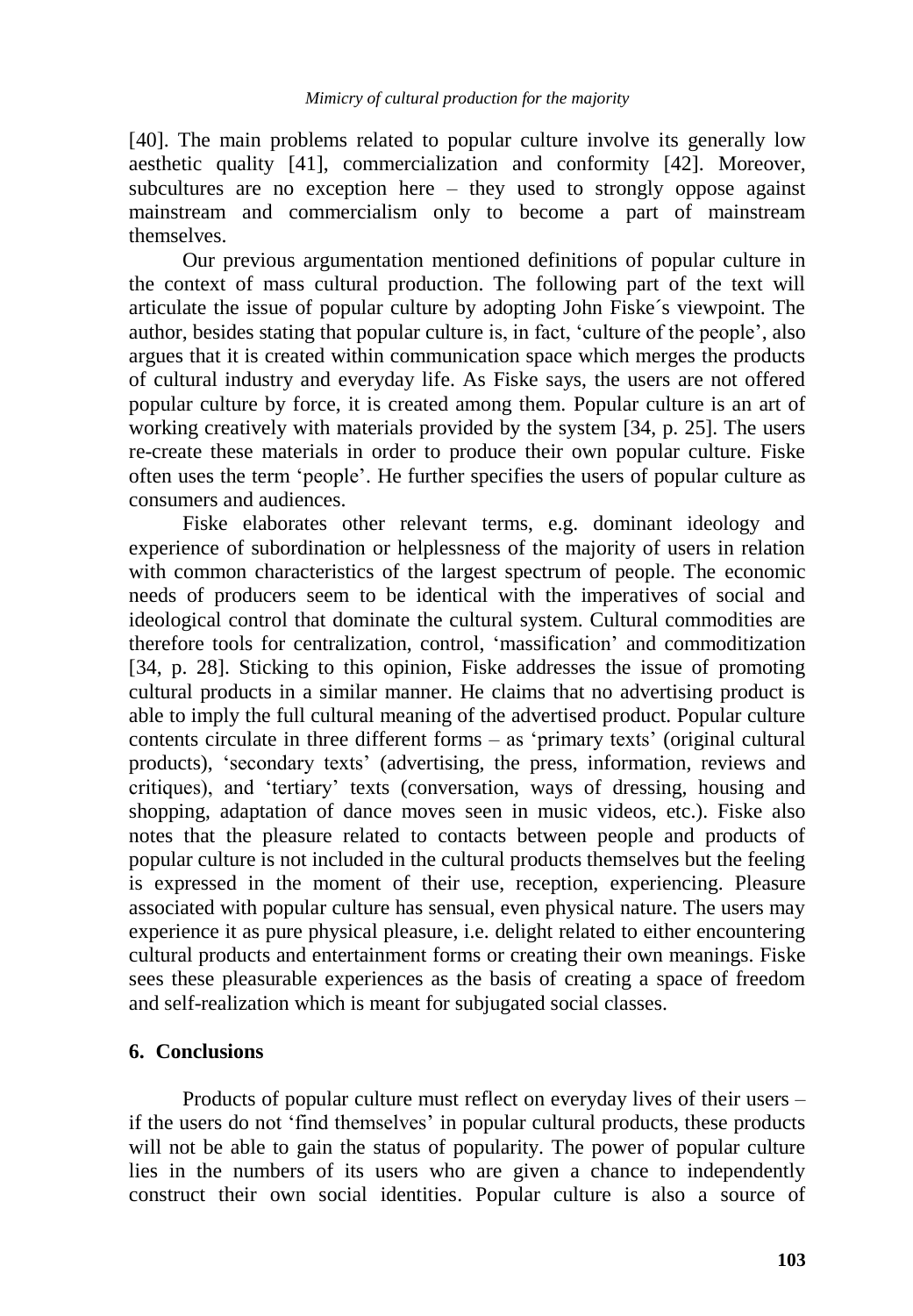[40]. The main problems related to popular culture involve its generally low aesthetic quality [41], commercialization and conformity [42]. Moreover, subcultures are no exception here – they used to strongly oppose against mainstream and commercialism only to become a part of mainstream themselves.

Our previous argumentation mentioned definitions of popular culture in the context of mass cultural production. The following part of the text will articulate the issue of popular culture by adopting John Fiske´s viewpoint. The author, besides stating that popular culture is, in fact, 'culture of the people', also argues that it is created within communication space which merges the products of cultural industry and everyday life. As Fiske says, the users are not offered popular culture by force, it is created among them. Popular culture is an art of working creatively with materials provided by the system [34, p. 25]. The users re-create these materials in order to produce their own popular culture. Fiske often uses the term 'people'. He further specifies the users of popular culture as consumers and audiences.

Fiske elaborates other relevant terms, e.g. dominant ideology and experience of subordination or helplessness of the majority of users in relation with common characteristics of the largest spectrum of people. The economic needs of producers seem to be identical with the imperatives of social and ideological control that dominate the cultural system. Cultural commodities are therefore tools for centralization, control, 'massification' and commoditization [34, p. 28]. Sticking to this opinion, Fiske addresses the issue of promoting cultural products in a similar manner. He claims that no advertising product is able to imply the full cultural meaning of the advertised product. Popular culture contents circulate in three different forms – as 'primary texts' (original cultural products), 'secondary texts' (advertising, the press, information, reviews and critiques), and 'tertiary' texts (conversation, ways of dressing, housing and shopping, adaptation of dance moves seen in music videos, etc.). Fiske also notes that the pleasure related to contacts between people and products of popular culture is not included in the cultural products themselves but the feeling is expressed in the moment of their use, reception, experiencing. Pleasure associated with popular culture has sensual, even physical nature. The users may experience it as pure physical pleasure, i.e. delight related to either encountering cultural products and entertainment forms or creating their own meanings. Fiske sees these pleasurable experiences as the basis of creating a space of freedom and self-realization which is meant for subjugated social classes.

## 6. Conclusions

Products of popular culture must reflect on everyday lives of their users – if the users do not 'find themselves' in popular cultural products, these products will not be able to gain the status of popularity. The power of popular culture lies in the numbers of its users who are given a chance to independently construct their own social identities. Popular culture is also a source of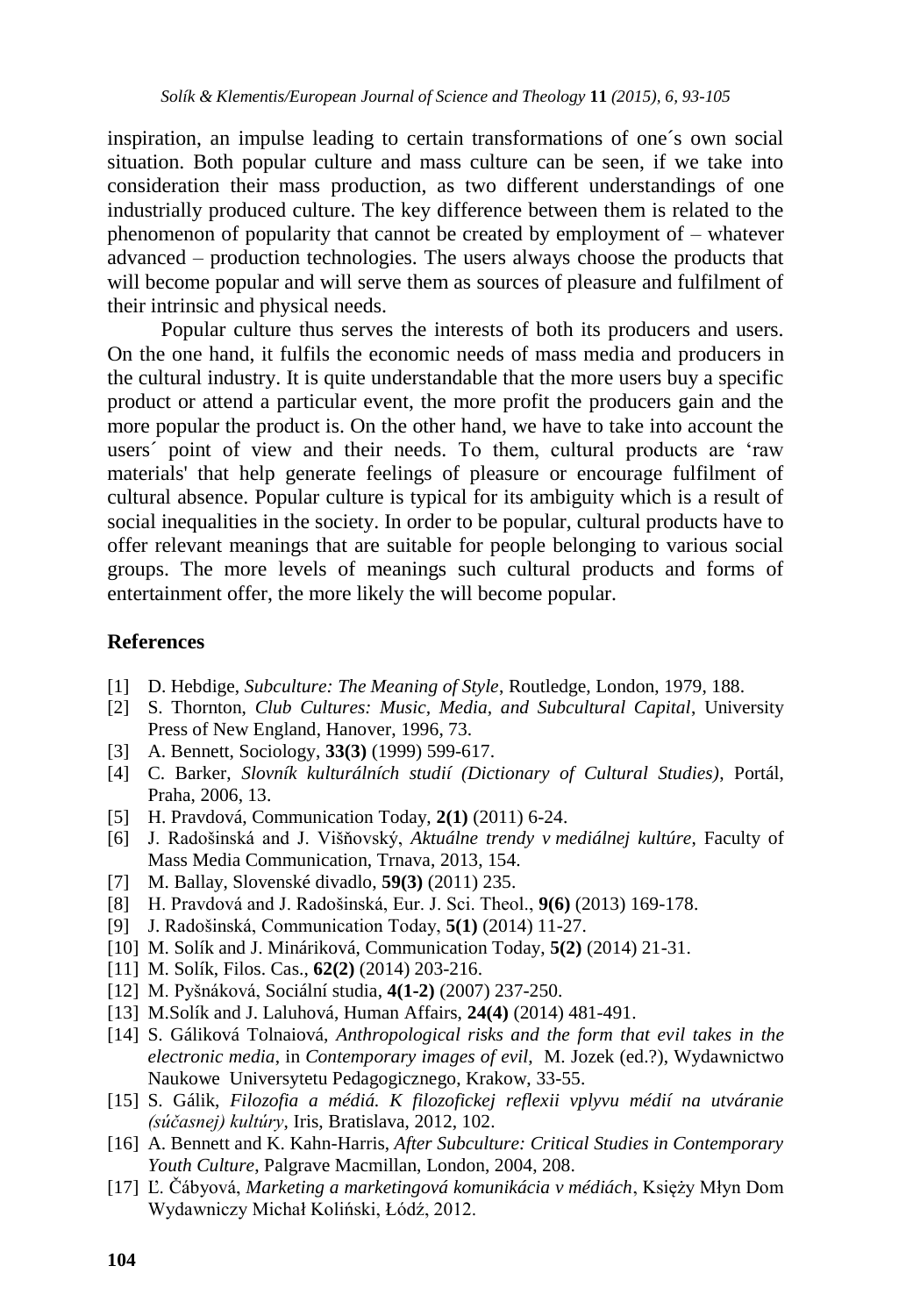inspiration, an impulse leading to certain transformations of one´s own social situation. Both popular culture and mass culture can be seen, if we take into consideration their mass production, as two different understandings of one industrially produced culture. The key difference between them is related to the phenomenon of popularity that cannot be created by employment of – whatever advanced – production technologies. The users always choose the products that will become popular and will serve them as sources of pleasure and fulfilment of their intrinsic and physical needs.

Popular culture thus serves the interests of both its producers and users. On the one hand, it fulfils the economic needs of mass media and producers in the cultural industry. It is quite understandable that the more users buy a specific product or attend a particular event, the more profit the producers gain and the more popular the product is. On the other hand, we have to take into account the users´ point of view and their needs. To them, cultural products are 'raw materials' that help generate feelings of pleasure or encourage fulfilment of cultural absence. Popular culture is typical for its ambiguity which is a result of social inequalities in the society. In order to be popular, cultural products have to offer relevant meanings that are suitable for people belonging to various social groups. The more levels of meanings such cultural products and forms of entertainment offer, the more likely the will become popular.

## References

[1] D. Hebdige, *Subculture: The Meaning of Style*, Routledge, London, 1979, 188.

[2] S. Thornton, *Club Cultures: Music, Media, and Subcultural Capital*, University Press of New England, Hanover, 1996, 73.

[3] A. Bennett, Sociology, **33(3)** (1999) 599-617.

[4] C. Barker, *Slovník kulturálních studií (Dictionary of Cultural Studies)*, Portál, Praha, 2006, 13.

[5] H. Pravdová, Communication Today, **2(1)** (2011) 6-24.

[6] J. Radošinská and J. Višňovský, *Aktuálne trendy v mediálnej kultúre*, Faculty of Mass Media Communication, Trnava, 2013, 154.

[7] M. Ballay, Slovenské divadlo, **59(3)** (2011) 235.

[8] H. Pravdová and J. Radošinská, Eur. J. Sci. Theol., **9(6)** (2013) 169-178.

[9] J. Radošinská, Communication Today, **5(1)** (2014) 11-27.

[10] M. Solík and J. Mináriková, Communication Today, **5(2)** (2014) 21-31.

[11] M. Solík, Filos. Cas., **62(2)** (2014) 203-216.

[12] M. Pyšnáková, Sociální studia, **4(1-2)** (2007) 237-250.

[13] M.Solík and J. Laluhová, Human Affairs, **24(4)** (2014) 481-491.

[14] S. Gáliková Tolnaiová, *Anthropological risks and the form that evil takes in the electronic media*, in *Contemporary images of evil*, M. Jozek (ed.?), Wydawnictwo Naukowe Universytetu Pedagogicznego, Krakow, 33-55.

[15] S. Gálik, *Filozofia a médiá. K filozofickej reflexii vplyvu médií na utváranie (súčasnej) kultúry*, Iris, Bratislava, 2012, 102.

[16] A. Bennett and K. Kahn-Harris, *After Subculture: Critical Studies in Contemporary Youth Culture*, Palgrave Macmillan, London, 2004, 208.

[17] Ľ. Čábyová, *Marketing a marketingová komunikácia v médiách*, Księży Młyn Dom Wydawniczy Michał Koliński, Łódź, 2012.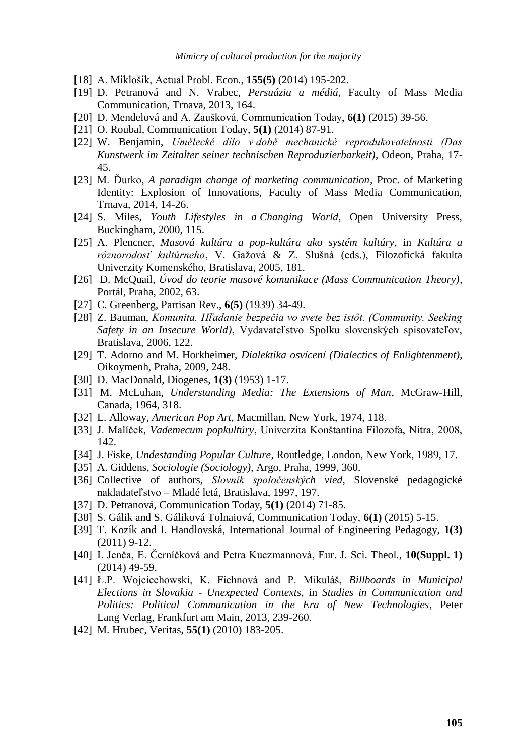[18] A. Miklošík, Actual Probl. Econ., **155(5)** (2014) 195-202.

[19] D. Petranová and N. Vrabec, *Persuázia a médiá*, Faculty of Mass Media Communication, Trnava, 2013, 164.

[20] D. Mendelová and A. Zaušková, Communication Today, **6(1)** (2015) 39-56.

[21] O. Roubal, Communication Today, **5(1)** (2014) 87-91.

[22] W. Benjamin, *Umělecké dílo v době mechanické reprodukovatelnosti (Das Kunstwerk im Zeitalter seiner technischen Reproduzierbarkeit)*, Odeon, Praha, 17-45.

[23] M. Ďurko, *A paradigm change of marketing communication*, Proc. of Marketing Identity: Explosion of Innovations, Faculty of Mass Media Communication, Trnava, 2014, 14-26.

[24] S. Miles, *Youth Lifestyles in a Changing World*, Open University Press, Buckingham, 2000, 115.

[25] A. Plencner, *Masová kultúra a pop-kultúra ako systém kultúry*, in *Kultúra a rôznorodosť kultúrneho*, V. Gažová & Z. Slušná (eds.), Filozofická fakulta Univerzity Komenského, Bratislava, 2005, 181.

[26] D. McQuail, *Úvod do teorie masové komunikace (Mass Communication Theory)*, Portál, Praha, 2002, 63.

[27] C. Greenberg, Partisan Rev., **6(5)** (1939) 34-49.

[28] Z. Bauman, *Komunita. Hľadanie bezpečia vo svete bez istôt. (Community. Seeking Safety in an Insecure World)*, Vydavateľstvo Spolku slovenských spisovateľov, Bratislava, 2006, 122.

[29] T. Adorno and M. Horkheimer, *Dialektika osvícení (Dialectics of Enlightenment)*, Oikoymenh, Praha, 2009, 248.

[30] D. MacDonald, Diogenes, **1(3)** (1953) 1-17.

[31] M. McLuhan, *Understanding Media: The Extensions of Man*, McGraw-Hill, Canada, 1964, 318.

[32] L. Alloway, *American Pop Art*, Macmillan, New York, 1974, 118.

[33] J. Malíček, *Vademecum popkultúry*, Univerzita Konštantína Filozofa, Nitra, 2008, 142.

[34] J. Fiske, *Undestanding Popular Culture*, Routledge, London, New York, 1989, 17.

[35] A. Giddens, *Sociologie (Sociology)*, Argo, Praha, 1999, 360.

[36] Collective of authors, *Slovník spoločenských vied*, Slovenské pedagogické nakladateľstvo – Mladé letá, Bratislava, 1997, 197.

[37] D. Petranová, Communication Today, **5(1)** (2014) 71-85.

[38] S. Gálik and S. Gáliková Tolnaiová, Communication Today, **6(1)** (2015) 5-15.

[39] T. Kozík and I. Handlovská, International Journal of Engineering Pedagogy, **1(3)** (2011) 9-12.

[40] I. Jenča, E. Černíčková and Petra Kuczmannová, Eur. J. Sci. Theol., **10(Suppl. 1)** (2014) 49-59.

[41] Ł.P. Wojciechowski, K. Fichnová and P. Mikuláš, *Billboards in Municipal Elections in Slovakia - Unexpected Contexts*, in *Studies in Communication and Politics: Political Communication in the Era of New Technologies*, Peter Lang Verlag, Frankfurt am Main, 2013, 239-260.

[42] M. Hrubec, Veritas, **55(1)** (2010) 183-205.